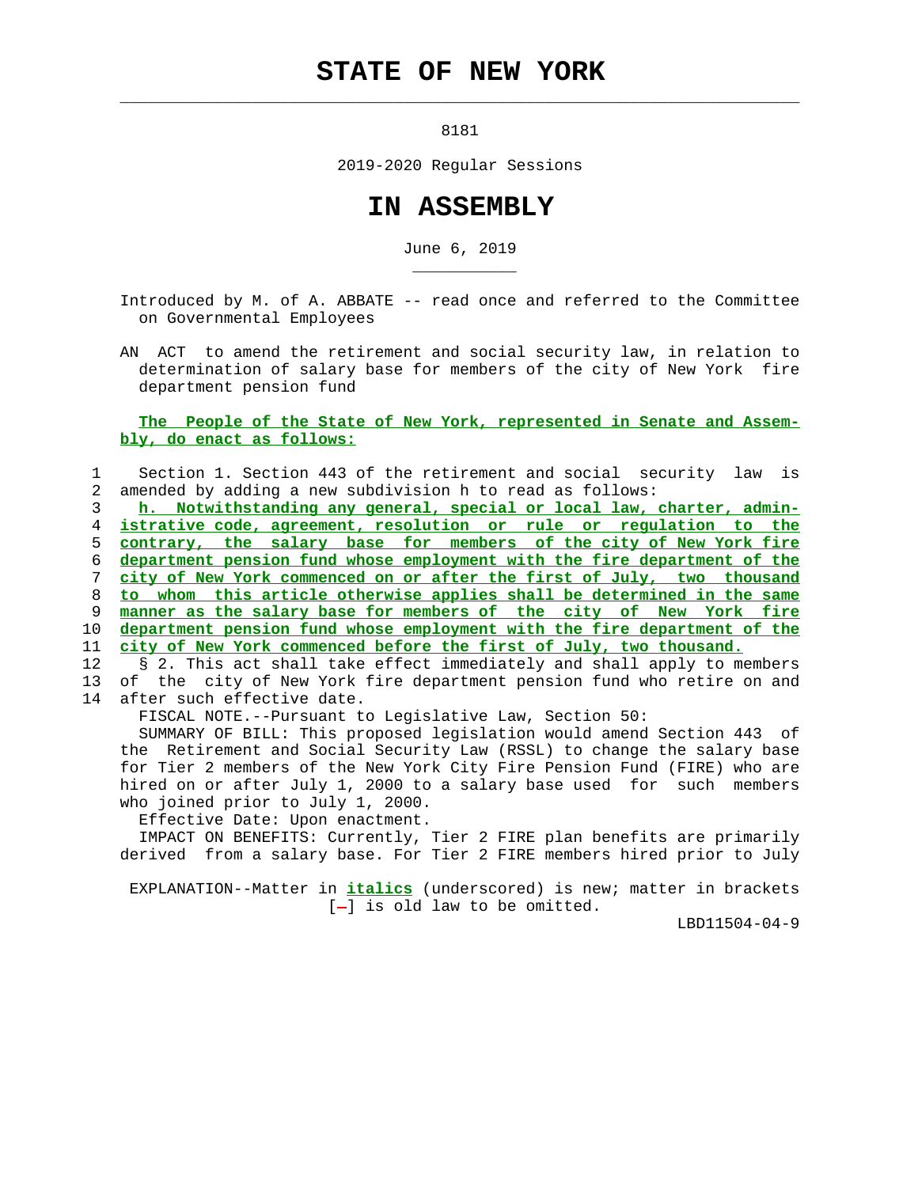# STATE OF NEW YORK

8181

2019-2020 Regular Sessions

# IN ASSEMBLY

June 6, 2019

Introduced by M. of A. ABBATE -- read once and referred to the Committee on Governmental Employees

AN ACT to amend the retirement and social security law, in relation to determination of salary base for members of the city of New York fire department pension fund

**The People of the State of New York, represented in Senate and Assembly, do enact as follows:**

Section 1. Section 443 of the retirement and social security law is amended by adding a new subdivision h to read as follows:

*h. Notwithstanding any general, special or local law, charter, administrative code, agreement, resolution or rule or regulation to the contrary, the salary base for members of the city of New York fire department pension fund whose employment with the fire department of the city of New York commenced on or after the first of July, two thousand to whom this article otherwise applies shall be determined in the same manner as the salary base for members of the city of New York fire department pension fund whose employment with the fire department of the city of New York commenced before the first of July, two thousand.*

§ 2. This act shall take effect immediately and shall apply to members of the city of New York fire department pension fund who retire on and after such effective date.

FISCAL NOTE.--Pursuant to Legislative Law, Section 50:

SUMMARY OF BILL: This proposed legislation would amend Section 443 of the Retirement and Social Security Law (RSSL) to change the salary base for Tier 2 members of the New York City Fire Pension Fund (FIRE) who are hired on or after July 1, 2000 to a salary base used for such members who joined prior to July 1, 2000.

Effective Date: Upon enactment.

IMPACT ON BENEFITS: Currently, Tier 2 FIRE plan benefits are primarily derived from a salary base. For Tier 2 FIRE members hired prior to July

EXPLANATION--Matter in *italics* (underscored) is new; matter in brackets [-] is old law to be omitted.

LBD11504-04-9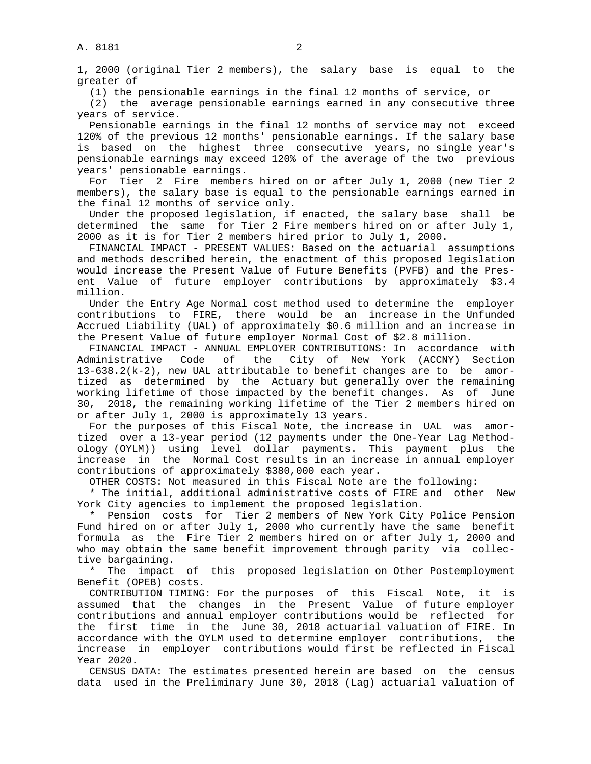1, 2000 (original Tier 2 members), the salary base is equal to the greater of

(1) the pensionable earnings in the final 12 months of service, or

(2) the average pensionable earnings earned in any consecutive three years of service.

Pensionable earnings in the final 12 months of service may not exceed 120% of the previous 12 months' pensionable earnings. If the salary base is based on the highest three consecutive years, no single year's pensionable earnings may exceed 120% of the average of the two previous years' pensionable earnings.

For Tier 2 Fire members hired on or after July 1, 2000 (new Tier 2 members), the salary base is equal to the pensionable earnings earned in the final 12 months of service only.

Under the proposed legislation, if enacted, the salary base shall be determined the same for Tier 2 Fire members hired on or after July 1, 2000 as it is for Tier 2 members hired prior to July 1, 2000.

FINANCIAL IMPACT - PRESENT VALUES: Based on the actuarial assumptions and methods described herein, the enactment of this proposed legislation would increase the Present Value of Future Benefits (PVFB) and the Present Value of future employer contributions by approximately $3.4 million.

Under the Entry Age Normal cost method used to determine the employer contributions to FIRE, there would be an increase in the Unfunded Accrued Liability (UAL) of approximately $0.6 million and an increase in the Present Value of future employer Normal Cost of $2.8 million.

FINANCIAL IMPACT - ANNUAL EMPLOYER CONTRIBUTIONS: In accordance with Administrative Code of the City of New York (ACCNY) Section 13-638.2(k-2), new UAL attributable to benefit changes are to be amortized as determined by the Actuary but generally over the remaining working lifetime of those impacted by the benefit changes. As of June 30, 2018, the remaining working lifetime of the Tier 2 members hired on or after July 1, 2000 is approximately 13 years.

For the purposes of this Fiscal Note, the increase in UAL was amortized over a 13-year period (12 payments under the One-Year Lag Methodology (OYLM)) using level dollar payments. This payment plus the increase in the Normal Cost results in an increase in annual employer contributions of approximately $380,000 each year.

OTHER COSTS: Not measured in this Fiscal Note are the following:

* The initial, additional administrative costs of FIRE and other New York City agencies to implement the proposed legislation.

* Pension costs for Tier 2 members of New York City Police Pension Fund hired on or after July 1, 2000 who currently have the same benefit formula as the Fire Tier 2 members hired on or after July 1, 2000 and who may obtain the same benefit improvement through parity via collective bargaining.

* The impact of this proposed legislation on Other Postemployment Benefit (OPEB) costs.

CONTRIBUTION TIMING: For the purposes of this Fiscal Note, it is assumed that the changes in the Present Value of future employer contributions and annual employer contributions would be reflected for the first time in the June 30, 2018 actuarial valuation of FIRE. In accordance with the OYLM used to determine employer contributions, the increase in employer contributions would first be reflected in Fiscal Year 2020.

CENSUS DATA: The estimates presented herein are based on the census data used in the Preliminary June 30, 2018 (Lag) actuarial valuation of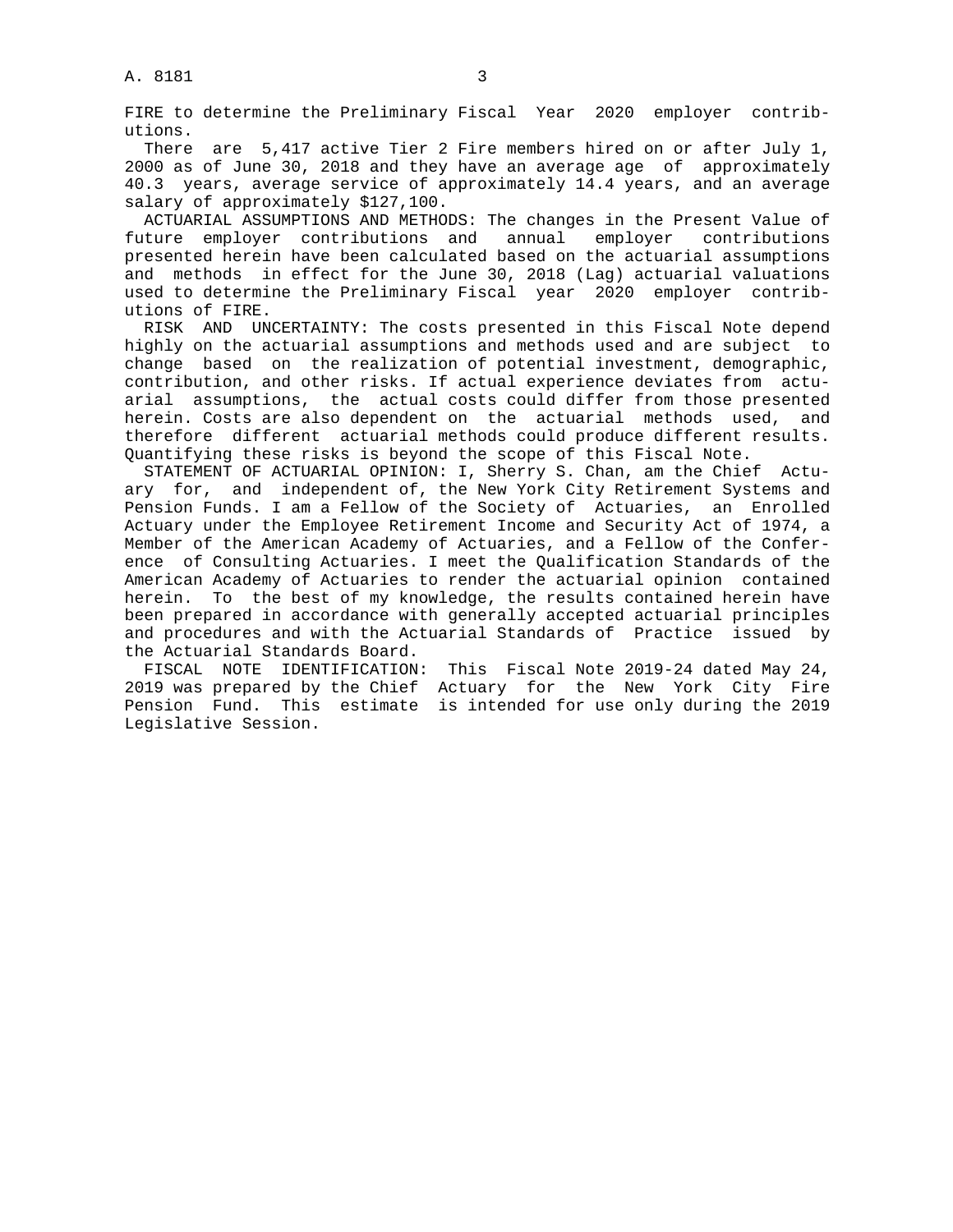FIRE to determine the Preliminary Fiscal Year 2020 employer contributions.

There are 5,417 active Tier 2 Fire members hired on or after July 1, 2000 as of June 30, 2018 and they have an average age of approximately 40.3 years, average service of approximately 14.4 years, and an average salary of approximately $127,100.

ACTUARIAL ASSUMPTIONS AND METHODS: The changes in the Present Value of future employer contributions and annual employer contributions presented herein have been calculated based on the actuarial assumptions and methods in effect for the June 30, 2018 (Lag) actuarial valuations used to determine the Preliminary Fiscal year 2020 employer contributions of FIRE.

RISK AND UNCERTAINTY: The costs presented in this Fiscal Note depend highly on the actuarial assumptions and methods used and are subject to change based on the realization of potential investment, demographic, contribution, and other risks. If actual experience deviates from actuarial assumptions, the actual costs could differ from those presented herein. Costs are also dependent on the actuarial methods used, and therefore different actuarial methods could produce different results. Quantifying these risks is beyond the scope of this Fiscal Note.

STATEMENT OF ACTUARIAL OPINION: I, Sherry S. Chan, am the Chief Actuary for, and independent of, the New York City Retirement Systems and Pension Funds. I am a Fellow of the Society of Actuaries, an Enrolled Actuary under the Employee Retirement Income and Security Act of 1974, a Member of the American Academy of Actuaries, and a Fellow of the Conference of Consulting Actuaries. I meet the Qualification Standards of the American Academy of Actuaries to render the actuarial opinion contained herein. To the best of my knowledge, the results contained herein have been prepared in accordance with generally accepted actuarial principles and procedures and with the Actuarial Standards of Practice issued by the Actuarial Standards Board.

FISCAL NOTE IDENTIFICATION: This Fiscal Note 2019-24 dated May 24, 2019 was prepared by the Chief Actuary for the New York City Fire Pension Fund. This estimate is intended for use only during the 2019 Legislative Session.